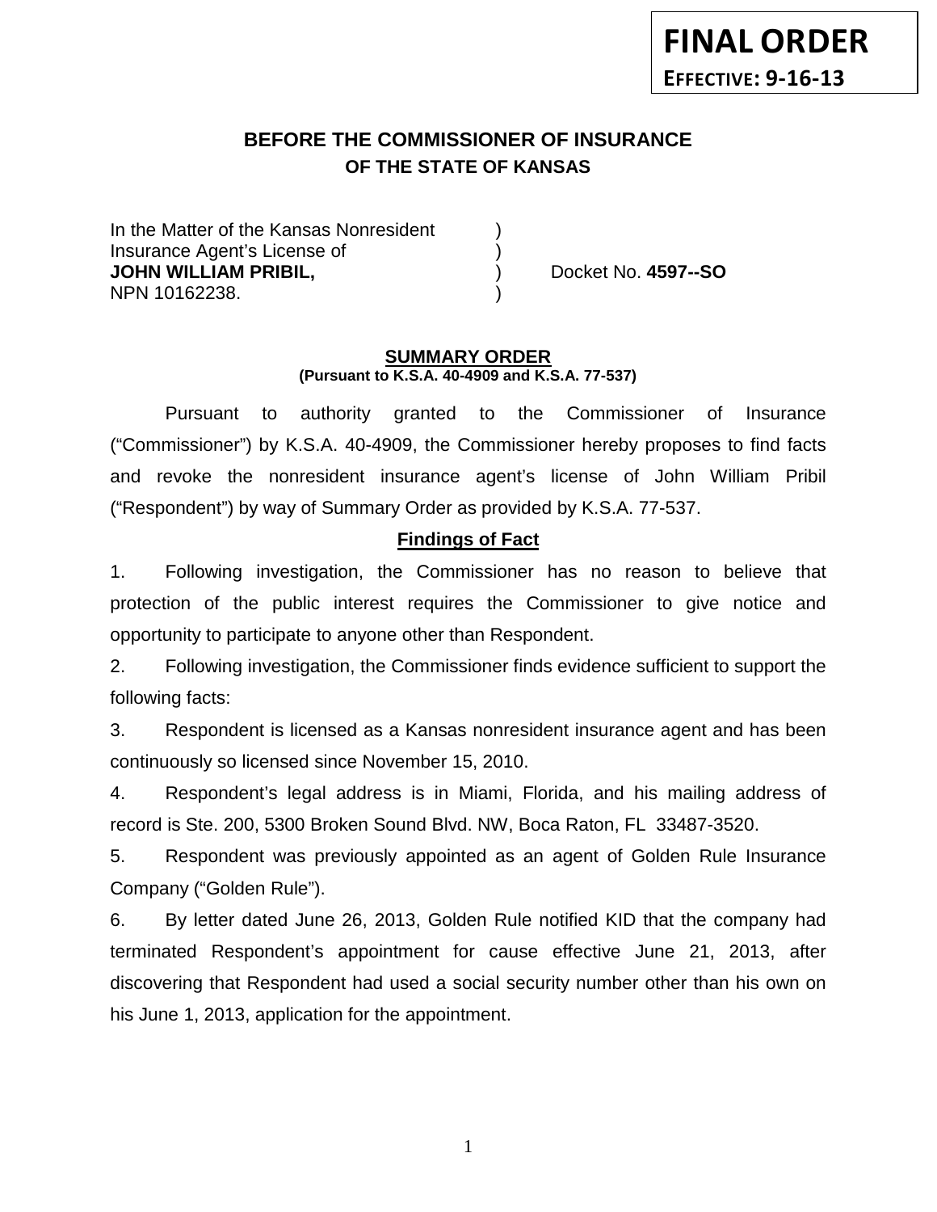**FINAL ORDER**
**EFFECTIVE: 9-16-13**

## BEFORE THE COMMISSIONER OF INSURANCE
### OF THE STATE OF KANSAS

In the Matter of the Kansas Nonresident )
Insurance Agent's License of )
**JOHN WILLIAM PRIBIL,** ) Docket No. **4597--SO**
NPN 10162238. )

**SUMMARY ORDER**
**(Pursuant to K.S.A. 40-4909 and K.S.A. 77-537)**

Pursuant to authority granted to the Commissioner of Insurance ("Commissioner") by K.S.A. 40-4909, the Commissioner hereby proposes to find facts and revoke the nonresident insurance agent's license of John William Pribil ("Respondent") by way of Summary Order as provided by K.S.A. 77-537.

**Findings of Fact**

1. Following investigation, the Commissioner has no reason to believe that protection of the public interest requires the Commissioner to give notice and opportunity to participate to anyone other than Respondent.

2. Following investigation, the Commissioner finds evidence sufficient to support the following facts:

3. Respondent is licensed as a Kansas nonresident insurance agent and has been continuously so licensed since November 15, 2010.

4. Respondent's legal address is in Miami, Florida, and his mailing address of record is Ste. 200, 5300 Broken Sound Blvd. NW, Boca Raton, FL 33487-3520.

5. Respondent was previously appointed as an agent of Golden Rule Insurance Company ("Golden Rule").

6. By letter dated June 26, 2013, Golden Rule notified KID that the company had terminated Respondent's appointment for cause effective June 21, 2013, after discovering that Respondent had used a social security number other than his own on his June 1, 2013, application for the appointment.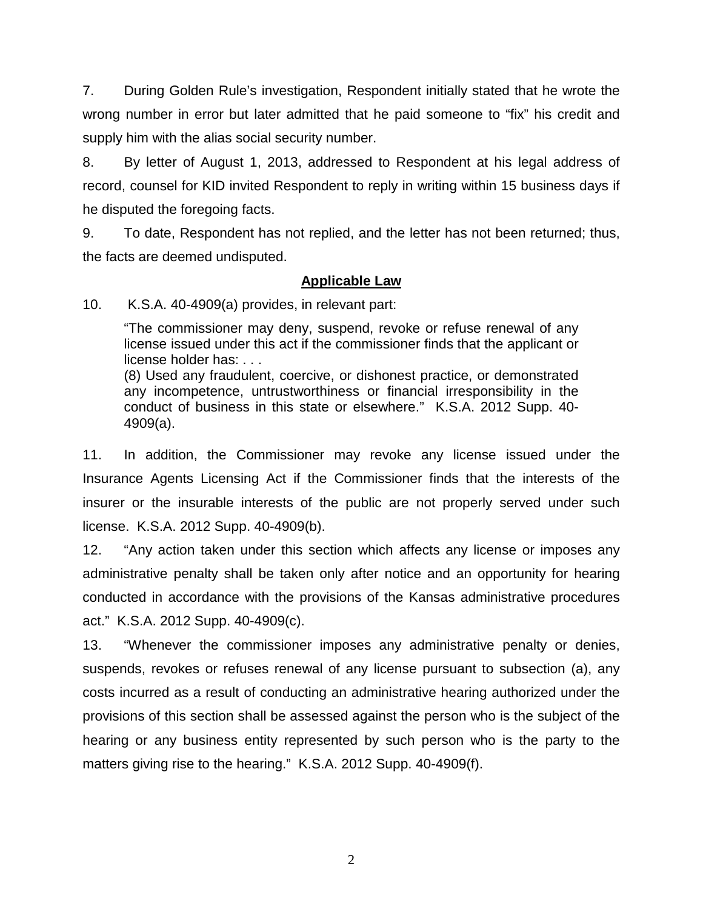7. During Golden Rule's investigation, Respondent initially stated that he wrote the wrong number in error but later admitted that he paid someone to "fix" his credit and supply him with the alias social security number.

8. By letter of August 1, 2013, addressed to Respondent at his legal address of record, counsel for KID invited Respondent to reply in writing within 15 business days if he disputed the foregoing facts.

9. To date, Respondent has not replied, and the letter has not been returned; thus, the facts are deemed undisputed.

## Applicable Law

10. K.S.A. 40-4909(a) provides, in relevant part:

> "The commissioner may deny, suspend, revoke or refuse renewal of any license issued under this act if the commissioner finds that the applicant or license holder has: . . .
> (8) Used any fraudulent, coercive, or dishonest practice, or demonstrated any incompetence, untrustworthiness or financial irresponsibility in the conduct of business in this state or elsewhere." K.S.A. 2012 Supp. 40-4909(a).

11. In addition, the Commissioner may revoke any license issued under the Insurance Agents Licensing Act if the Commissioner finds that the interests of the insurer or the insurable interests of the public are not properly served under such license. K.S.A. 2012 Supp. 40-4909(b).

12. "Any action taken under this section which affects any license or imposes any administrative penalty shall be taken only after notice and an opportunity for hearing conducted in accordance with the provisions of the Kansas administrative procedures act." K.S.A. 2012 Supp. 40-4909(c).

13. "Whenever the commissioner imposes any administrative penalty or denies, suspends, revokes or refuses renewal of any license pursuant to subsection (a), any costs incurred as a result of conducting an administrative hearing authorized under the provisions of this section shall be assessed against the person who is the subject of the hearing or any business entity represented by such person who is the party to the matters giving rise to the hearing." K.S.A. 2012 Supp. 40-4909(f).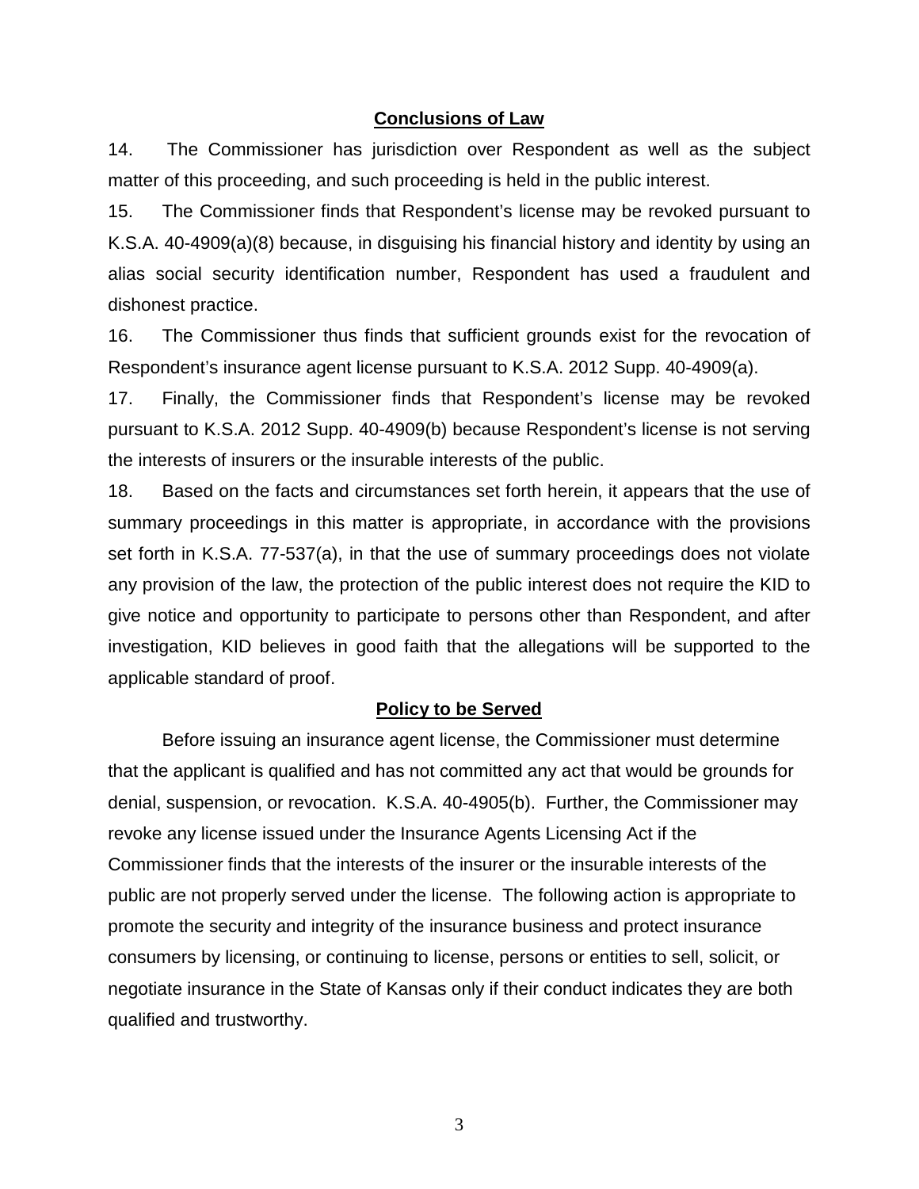## Conclusions of Law

14. The Commissioner has jurisdiction over Respondent as well as the subject matter of this proceeding, and such proceeding is held in the public interest.

15. The Commissioner finds that Respondent's license may be revoked pursuant to K.S.A. 40-4909(a)(8) because, in disguising his financial history and identity by using an alias social security identification number, Respondent has used a fraudulent and dishonest practice.

16. The Commissioner thus finds that sufficient grounds exist for the revocation of Respondent's insurance agent license pursuant to K.S.A. 2012 Supp. 40-4909(a).

17. Finally, the Commissioner finds that Respondent's license may be revoked pursuant to K.S.A. 2012 Supp. 40-4909(b) because Respondent's license is not serving the interests of insurers or the insurable interests of the public.

18. Based on the facts and circumstances set forth herein, it appears that the use of summary proceedings in this matter is appropriate, in accordance with the provisions set forth in K.S.A. 77-537(a), in that the use of summary proceedings does not violate any provision of the law, the protection of the public interest does not require the KID to give notice and opportunity to participate to persons other than Respondent, and after investigation, KID believes in good faith that the allegations will be supported to the applicable standard of proof.

## Policy to be Served

Before issuing an insurance agent license, the Commissioner must determine that the applicant is qualified and has not committed any act that would be grounds for denial, suspension, or revocation. K.S.A. 40-4905(b). Further, the Commissioner may revoke any license issued under the Insurance Agents Licensing Act if the Commissioner finds that the interests of the insurer or the insurable interests of the public are not properly served under the license. The following action is appropriate to promote the security and integrity of the insurance business and protect insurance consumers by licensing, or continuing to license, persons or entities to sell, solicit, or negotiate insurance in the State of Kansas only if their conduct indicates they are both qualified and trustworthy.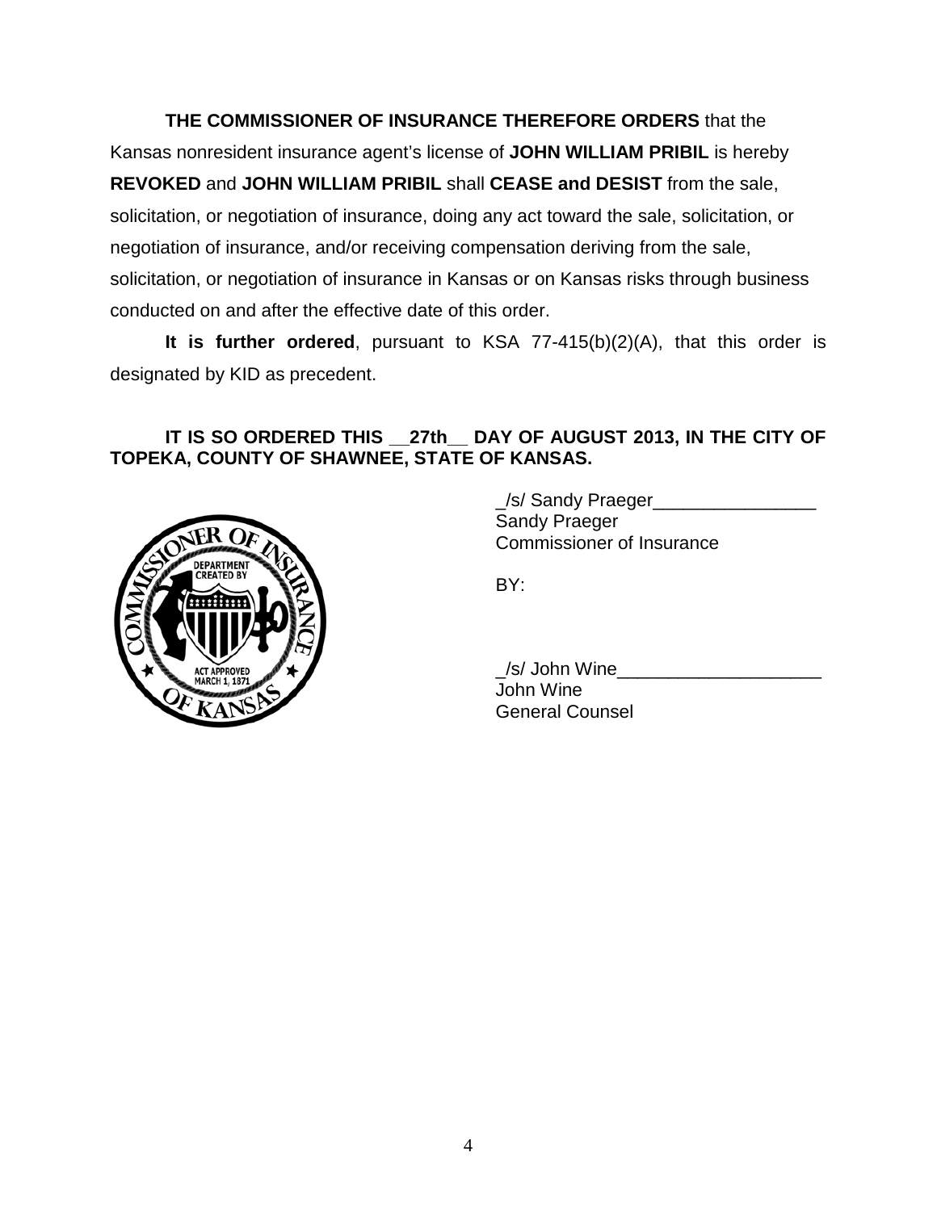**THE COMMISSIONER OF INSURANCE THEREFORE ORDERS** that the Kansas nonresident insurance agent's license of **JOHN WILLIAM PRIBIL** is hereby **REVOKED** and **JOHN WILLIAM PRIBIL** shall **CEASE and DESIST** from the sale, solicitation, or negotiation of insurance, doing any act toward the sale, solicitation, or negotiation of insurance, and/or receiving compensation deriving from the sale, solicitation, or negotiation of insurance in Kansas or on Kansas risks through business conducted on and after the effective date of this order.

**It is further ordered**, pursuant to KSA 77-415(b)(2)(A), that this order is designated by KID as precedent.

**IT IS SO ORDERED THIS __27th__ DAY OF AUGUST 2013, IN THE CITY OF TOPEKA, COUNTY OF SHAWNEE, STATE OF KANSAS.**

_/s/ Sandy Praeger________________
Sandy Praeger
Commissioner of Insurance

BY:

_/s/ John Wine____________________
John Wine
General Counsel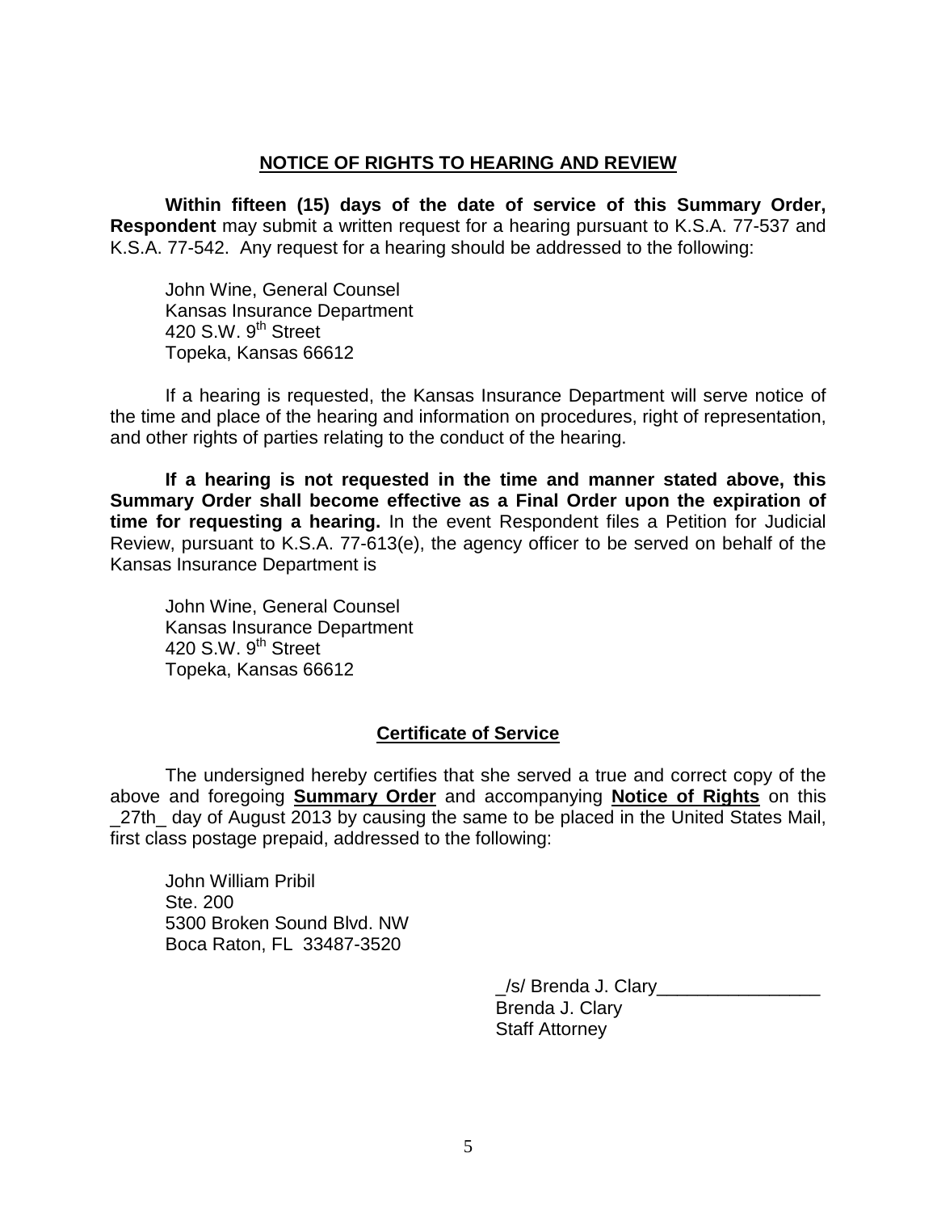## NOTICE OF RIGHTS TO HEARING AND REVIEW

**Within fifteen (15) days of the date of service of this Summary Order, Respondent** may submit a written request for a hearing pursuant to K.S.A. 77-537 and K.S.A. 77-542. Any request for a hearing should be addressed to the following:

John Wine, General Counsel
Kansas Insurance Department
420 S.W. 9th Street
Topeka, Kansas 66612

If a hearing is requested, the Kansas Insurance Department will serve notice of the time and place of the hearing and information on procedures, right of representation, and other rights of parties relating to the conduct of the hearing.

**If a hearing is not requested in the time and manner stated above, this Summary Order shall become effective as a Final Order upon the expiration of time for requesting a hearing.** In the event Respondent files a Petition for Judicial Review, pursuant to K.S.A. 77-613(e), the agency officer to be served on behalf of the Kansas Insurance Department is

John Wine, General Counsel
Kansas Insurance Department
420 S.W. 9th Street
Topeka, Kansas 66612

## Certificate of Service

The undersigned hereby certifies that she served a true and correct copy of the above and foregoing **Summary Order** and accompanying **Notice of Rights** on this _27th_ day of August 2013 by causing the same to be placed in the United States Mail, first class postage prepaid, addressed to the following:

John William Pribil
Ste. 200
5300 Broken Sound Blvd. NW
Boca Raton, FL 33487-3520

_/s/ Brenda J. Clary________________
Brenda J. Clary
Staff Attorney